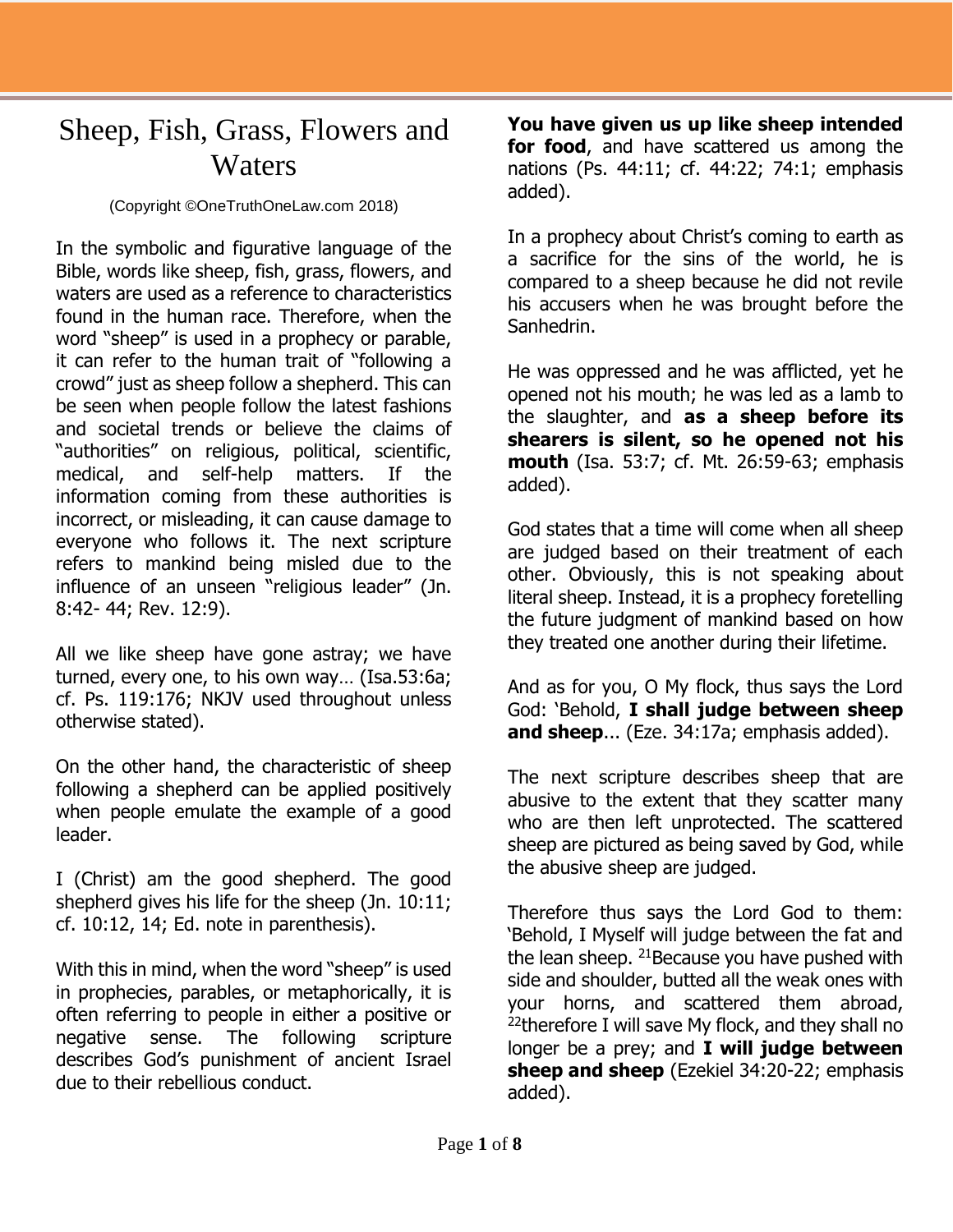# Sheep, Fish, Grass, Flowers and Waters

(Copyright ©OneTruthOneLaw.com 2018)

In the symbolic and figurative language of the Bible, words like sheep, fish, grass, flowers, and waters are used as a reference to characteristics found in the human race. Therefore, when the word "sheep" is used in a prophecy or parable, it can refer to the human trait of "following a crowd" just as sheep follow a shepherd. This can be seen when people follow the latest fashions and societal trends or believe the claims of "authorities" on religious, political, scientific, medical, and self-help matters. If the information coming from these authorities is incorrect, or misleading, it can cause damage to everyone who follows it. The next scripture refers to mankind being misled due to the influence of an unseen "religious leader" (Jn. 8:42- 44; Rev. 12:9).

All we like sheep have gone astray; we have turned, every one, to his own way… (Isa.53:6a; cf. Ps. 119:176; NKJV used throughout unless otherwise stated).

On the other hand, the characteristic of sheep following a shepherd can be applied positively when people emulate the example of a good leader.

I (Christ) am the good shepherd. The good shepherd gives his life for the sheep (Jn. 10:11; cf. 10:12, 14; Ed. note in parenthesis).

With this in mind, when the word "sheep" is used in prophecies, parables, or metaphorically, it is often referring to people in either a positive or negative sense. The following scripture describes God's punishment of ancient Israel due to their rebellious conduct.

**You have given us up like sheep intended for food**, and have scattered us among the nations (Ps. 44:11; cf. 44:22; 74:1; emphasis added).

In a prophecy about Christ's coming to earth as a sacrifice for the sins of the world, he is compared to a sheep because he did not revile his accusers when he was brought before the Sanhedrin.

He was oppressed and he was afflicted, yet he opened not his mouth; he was led as a lamb to the slaughter, and **as a sheep before its shearers is silent, so he opened not his mouth** (Isa. 53:7; cf. Mt. 26:59-63; emphasis added).

God states that a time will come when all sheep are judged based on their treatment of each other. Obviously, this is not speaking about literal sheep. Instead, it is a prophecy foretelling the future judgment of mankind based on how they treated one another during their lifetime.

And as for you, O My flock, thus says the Lord God: 'Behold, **I shall judge between sheep and sheep**... (Eze. 34:17a; emphasis added).

The next scripture describes sheep that are abusive to the extent that they scatter many who are then left unprotected. The scattered sheep are pictured as being saved by God, while the abusive sheep are judged.

Therefore thus says the Lord God to them: 'Behold, I Myself will judge between the fat and the lean sheep. [21]Because you have pushed with side and shoulder, butted all the weak ones with your horns, and scattered them abroad, [22]therefore I will save My flock, and they shall no longer be a prey; and **I will judge between sheep and sheep** (Ezekiel 34:20-22; emphasis added).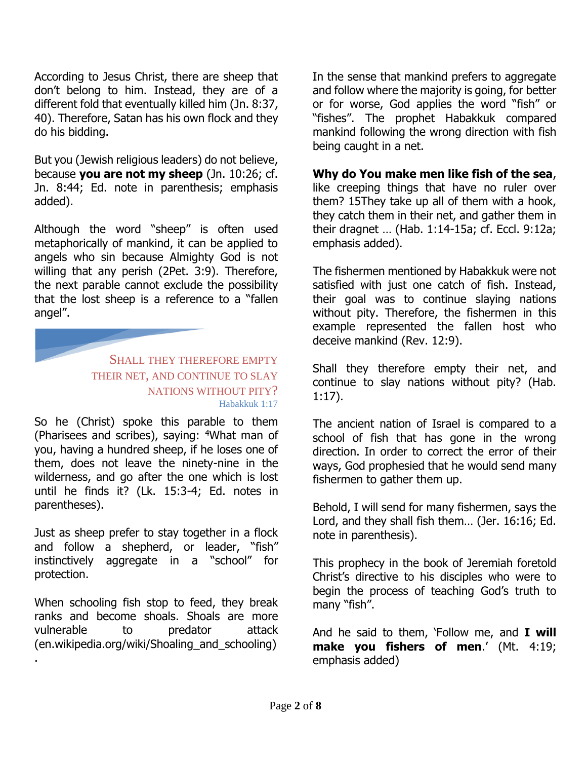According to Jesus Christ, there are sheep that don't belong to him. Instead, they are of a different fold that eventually killed him (Jn. 8:37, 40). Therefore, Satan has his own flock and they do his bidding.

But you (Jewish religious leaders) do not believe, because **you are not my sheep** (Jn. 10:26; cf. Jn. 8:44; Ed. note in parenthesis; emphasis added).

Although the word "sheep" is often used metaphorically of mankind, it can be applied to angels who sin because Almighty God is not willing that any perish (2Pet. 3:9). Therefore, the next parable cannot exclude the possibility that the lost sheep is a reference to a "fallen angel".

## Shall they therefore empty their net, and continue to slay nations without pity?

Habakkuk 1:17

So he (Christ) spoke this parable to them (Pharisees and scribes), saying: [4]What man of you, having a hundred sheep, if he loses one of them, does not leave the ninety-nine in the wilderness, and go after the one which is lost until he finds it? (Lk. 15:3-4; Ed. notes in parentheses).

Just as sheep prefer to stay together in a flock and follow a shepherd, or leader, "fish" instinctively aggregate in a "school" for protection.

When schooling fish stop to feed, they break ranks and become shoals. Shoals are more vulnerable to predator attack (en.wikipedia.org/wiki/Shoaling_and_schooling).

In the sense that mankind prefers to aggregate and follow where the majority is going, for better or for worse, God applies the word "fish" or "fishes". The prophet Habakkuk compared mankind following the wrong direction with fish being caught in a net.

**Why do You make men like fish of the sea**, like creeping things that have no ruler over them? 15They take up all of them with a hook, they catch them in their net, and gather them in their dragnet … (Hab. 1:14-15a; cf. Eccl. 9:12a; emphasis added).

The fishermen mentioned by Habakkuk were not satisfied with just one catch of fish. Instead, their goal was to continue slaying nations without pity. Therefore, the fishermen in this example represented the fallen host who deceive mankind (Rev. 12:9).

Shall they therefore empty their net, and continue to slay nations without pity? (Hab. 1:17).

The ancient nation of Israel is compared to a school of fish that has gone in the wrong direction. In order to correct the error of their ways, God prophesied that he would send many fishermen to gather them up.

Behold, I will send for many fishermen, says the Lord, and they shall fish them… (Jer. 16:16; Ed. note in parenthesis).

This prophecy in the book of Jeremiah foretold Christ's directive to his disciples who were to begin the process of teaching God's truth to many "fish".

And he said to them, 'Follow me, and **I will make you fishers of men**.' (Mt. 4:19; emphasis added)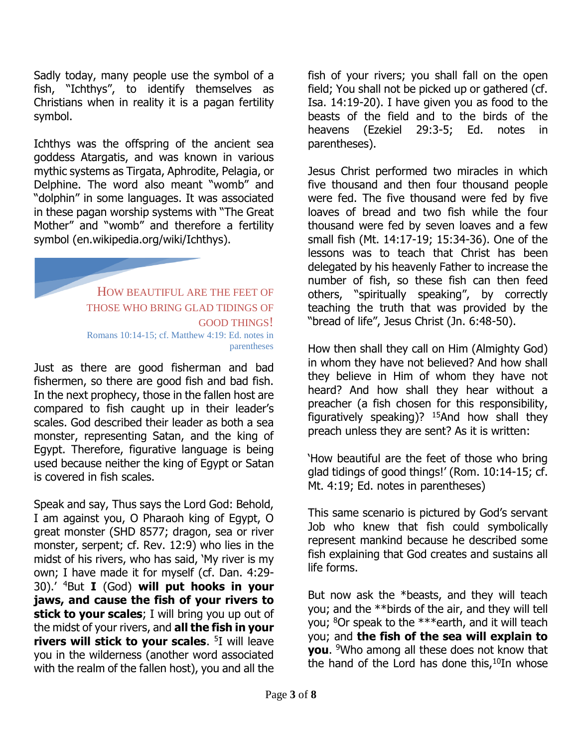Sadly today, many people use the symbol of a fish, "Ichthys", to identify themselves as Christians when in reality it is a pagan fertility symbol.

Ichthys was the offspring of the ancient sea goddess Atargatis, and was known in various mythic systems as Tirgata, Aphrodite, Pelagia, or Delphine. The word also meant "womb" and "dolphin" in some languages. It was associated in these pagan worship systems with "The Great Mother" and "womb" and therefore a fertility symbol (en.wikipedia.org/wiki/Ichthys).

> HOW BEAUTIFUL ARE THE FEET OF THOSE WHO BRING GLAD TIDINGS OF GOOD THINGS!
>
> Romans 10:14-15; cf. Matthew 4:19: Ed. notes in parentheses

Just as there are good fisherman and bad fishermen, so there are good fish and bad fish. In the next prophecy, those in the fallen host are compared to fish caught up in their leader's scales. God described their leader as both a sea monster, representing Satan, and the king of Egypt. Therefore, figurative language is being used because neither the king of Egypt or Satan is covered in fish scales.

Speak and say, Thus says the Lord God: Behold, I am against you, O Pharaoh king of Egypt, O great monster (SHD 8577; dragon, sea or river monster, serpent; cf. Rev. 12:9) who lies in the midst of his rivers, who has said, 'My river is my own; I have made it for myself (cf. Dan. 4:29-30).' [4]But **I** (God) **will put hooks in your jaws, and cause the fish of your rivers to stick to your scales**; I will bring you up out of the midst of your rivers, and **all the fish in your rivers will stick to your scales**. [5]I will leave you in the wilderness (another word associated with the realm of the fallen host), you and all the fish of your rivers; you shall fall on the open field; You shall not be picked up or gathered (cf. Isa. 14:19-20). I have given you as food to the beasts of the field and to the birds of the heavens (Ezekiel 29:3-5; Ed. notes in parentheses).

Jesus Christ performed two miracles in which five thousand and then four thousand people were fed. The five thousand were fed by five loaves of bread and two fish while the four thousand were fed by seven loaves and a few small fish (Mt. 14:17-19; 15:34-36). One of the lessons was to teach that Christ has been delegated by his heavenly Father to increase the number of fish, so these fish can then feed others, "spiritually speaking", by correctly teaching the truth that was provided by the "bread of life", Jesus Christ (Jn. 6:48-50).

How then shall they call on Him (Almighty God) in whom they have not believed? And how shall they believe in Him of whom they have not heard? And how shall they hear without a preacher (a fish chosen for this responsibility, figuratively speaking)? [15]And how shall they preach unless they are sent? As it is written:

'How beautiful are the feet of those who bring glad tidings of good things!' (Rom. 10:14-15; cf. Mt. 4:19; Ed. notes in parentheses)

This same scenario is pictured by God's servant Job who knew that fish could symbolically represent mankind because he described some fish explaining that God creates and sustains all life forms.

But now ask the *beasts, and they will teach you; and the **birds of the air, and they will tell you; [8]Or speak to the ***earth, and it will teach you; and **the fish of the sea will explain to you**. [9]Who among all these does not know that the hand of the Lord has done this,[10]In whose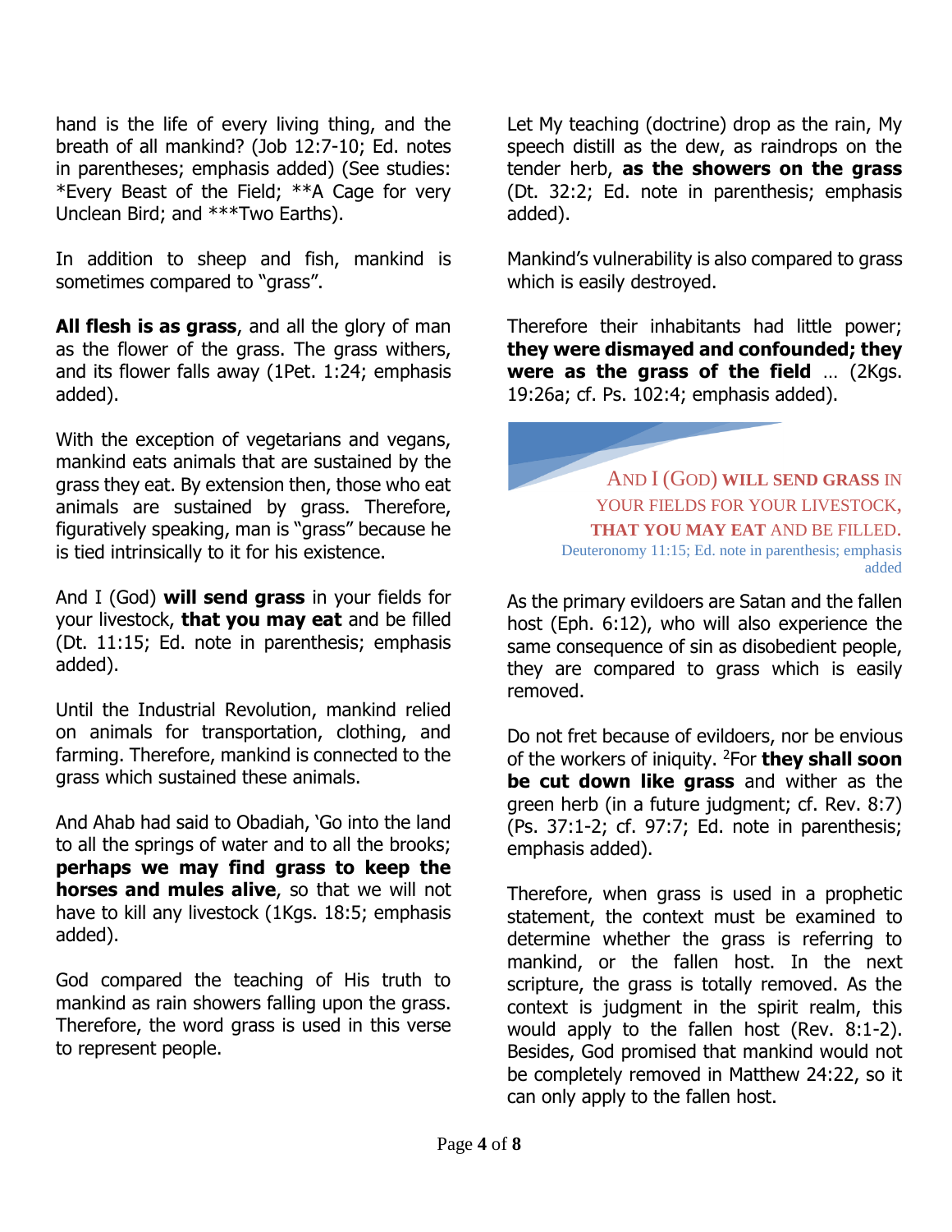hand is the life of every living thing, and the breath of all mankind? (Job 12:7-10; Ed. notes in parentheses; emphasis added) (See studies: *Every Beast of the Field; **A Cage for very Unclean Bird; and ***Two Earths).

In addition to sheep and fish, mankind is sometimes compared to "grass".

**All flesh is as grass**, and all the glory of man as the flower of the grass. The grass withers, and its flower falls away (1Pet. 1:24; emphasis added).

With the exception of vegetarians and vegans, mankind eats animals that are sustained by the grass they eat. By extension then, those who eat animals are sustained by grass. Therefore, figuratively speaking, man is "grass" because he is tied intrinsically to it for his existence.

And I (God) **will send grass** in your fields for your livestock, **that you may eat** and be filled (Dt. 11:15; Ed. note in parenthesis; emphasis added).

Until the Industrial Revolution, mankind relied on animals for transportation, clothing, and farming. Therefore, mankind is connected to the grass which sustained these animals.

And Ahab had said to Obadiah, 'Go into the land to all the springs of water and to all the brooks; **perhaps we may find grass to keep the horses and mules alive**, so that we will not have to kill any livestock (1Kgs. 18:5; emphasis added).

God compared the teaching of His truth to mankind as rain showers falling upon the grass. Therefore, the word grass is used in this verse to represent people.

Let My teaching (doctrine) drop as the rain, My speech distill as the dew, as raindrops on the tender herb, **as the showers on the grass** (Dt. 32:2; Ed. note in parenthesis; emphasis added).

Mankind's vulnerability is also compared to grass which is easily destroyed.

Therefore their inhabitants had little power; **they were dismayed and confounded; they were as the grass of the field** … (2Kgs. 19:26a; cf. Ps. 102:4; emphasis added).

> AND I (GOD) **WILL SEND GRASS** IN YOUR FIELDS FOR YOUR LIVESTOCK, **THAT YOU MAY EAT** AND BE FILLED.
> Deuteronomy 11:15; Ed. note in parenthesis; emphasis added

As the primary evildoers are Satan and the fallen host (Eph. 6:12), who will also experience the same consequence of sin as disobedient people, they are compared to grass which is easily removed.

Do not fret because of evildoers, nor be envious of the workers of iniquity. [2]For **they shall soon be cut down like grass** and wither as the green herb (in a future judgment; cf. Rev. 8:7) (Ps. 37:1-2; cf. 97:7; Ed. note in parenthesis; emphasis added).

Therefore, when grass is used in a prophetic statement, the context must be examined to determine whether the grass is referring to mankind, or the fallen host. In the next scripture, the grass is totally removed. As the context is judgment in the spirit realm, this would apply to the fallen host (Rev. 8:1-2). Besides, God promised that mankind would not be completely removed in Matthew 24:22, so it can only apply to the fallen host.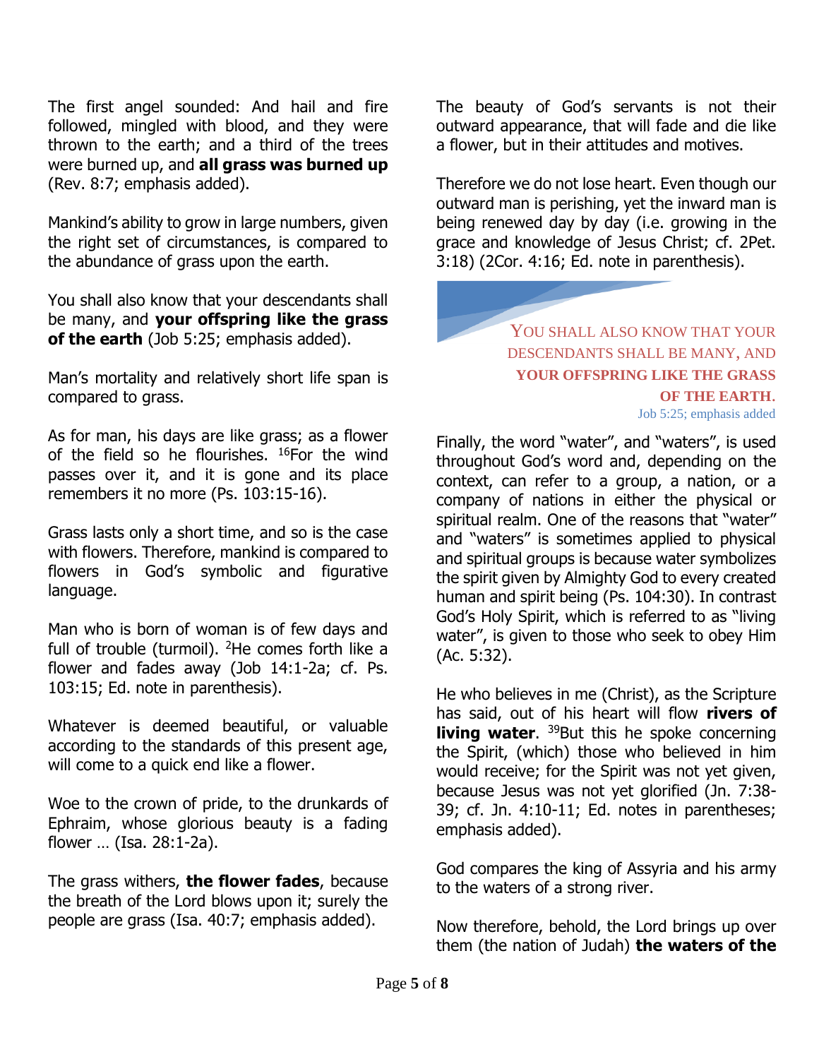The first angel sounded: And hail and fire followed, mingled with blood, and they were thrown to the earth; and a third of the trees were burned up, and **all grass was burned up** (Rev. 8:7; emphasis added).

Mankind's ability to grow in large numbers, given the right set of circumstances, is compared to the abundance of grass upon the earth.

You shall also know that your descendants shall be many, and **your offspring like the grass of the earth** (Job 5:25; emphasis added).

Man's mortality and relatively short life span is compared to grass.

As for man, his days are like grass; as a flower of the field so he flourishes. [16]For the wind passes over it, and it is gone and its place remembers it no more (Ps. 103:15-16).

Grass lasts only a short time, and so is the case with flowers. Therefore, mankind is compared to flowers in God's symbolic and figurative language.

Man who is born of woman is of few days and full of trouble (turmoil). [2]He comes forth like a flower and fades away (Job 14:1-2a; cf. Ps. 103:15; Ed. note in parenthesis).

Whatever is deemed beautiful, or valuable according to the standards of this present age, will come to a quick end like a flower.

Woe to the crown of pride, to the drunkards of Ephraim, whose glorious beauty is a fading flower … (Isa. 28:1-2a).

The grass withers, **the flower fades**, because the breath of the Lord blows upon it; surely the people are grass (Isa. 40:7; emphasis added).

The beauty of God's servants is not their outward appearance, that will fade and die like a flower, but in their attitudes and motives.

Therefore we do not lose heart. Even though our outward man is perishing, yet the inward man is being renewed day by day (i.e. growing in the grace and knowledge of Jesus Christ; cf. 2Pet. 3:18) (2Cor. 4:16; Ed. note in parenthesis).

> YOU SHALL ALSO KNOW THAT YOUR DESCENDANTS SHALL BE MANY, AND **YOUR OFFSPRING LIKE THE GRASS OF THE EARTH.**
> Job 5:25; emphasis added

Finally, the word "water", and "waters", is used throughout God's word and, depending on the context, can refer to a group, a nation, or a company of nations in either the physical or spiritual realm. One of the reasons that "water" and "waters" is sometimes applied to physical and spiritual groups is because water symbolizes the spirit given by Almighty God to every created human and spirit being (Ps. 104:30). In contrast God's Holy Spirit, which is referred to as "living water", is given to those who seek to obey Him (Ac. 5:32).

He who believes in me (Christ), as the Scripture has said, out of his heart will flow **rivers of living water**. [39]But this he spoke concerning the Spirit, (which) those who believed in him would receive; for the Spirit was not yet given, because Jesus was not yet glorified (Jn. 7:38-39; cf. Jn. 4:10-11; Ed. notes in parentheses; emphasis added).

God compares the king of Assyria and his army to the waters of a strong river.

Now therefore, behold, the Lord brings up over them (the nation of Judah) **the waters of the**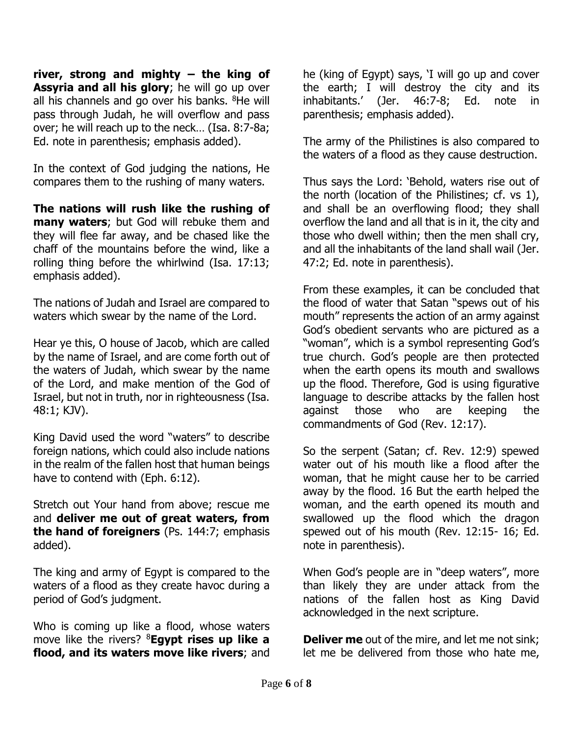**river, strong and mighty – the king of Assyria and all his glory**; he will go up over all his channels and go over his banks. [8]He will pass through Judah, he will overflow and pass over; he will reach up to the neck… (Isa. 8:7-8a; Ed. note in parenthesis; emphasis added).

In the context of God judging the nations, He compares them to the rushing of many waters.

**The nations will rush like the rushing of many waters**; but God will rebuke them and they will flee far away, and be chased like the chaff of the mountains before the wind, like a rolling thing before the whirlwind (Isa. 17:13; emphasis added).

The nations of Judah and Israel are compared to waters which swear by the name of the Lord.

Hear ye this, O house of Jacob, which are called by the name of Israel, and are come forth out of the waters of Judah, which swear by the name of the Lord, and make mention of the God of Israel, but not in truth, nor in righteousness (Isa. 48:1; KJV).

King David used the word "waters" to describe foreign nations, which could also include nations in the realm of the fallen host that human beings have to contend with (Eph. 6:12).

Stretch out Your hand from above; rescue me and **deliver me out of great waters, from the hand of foreigners** (Ps. 144:7; emphasis added).

The king and army of Egypt is compared to the waters of a flood as they create havoc during a period of God's judgment.

Who is coming up like a flood, whose waters move like the rivers? [8]**Egypt rises up like a flood, and its waters move like rivers**; and he (king of Egypt) says, 'I will go up and cover the earth; I will destroy the city and its inhabitants.' (Jer. 46:7-8; Ed. note in parenthesis; emphasis added).

The army of the Philistines is also compared to the waters of a flood as they cause destruction.

Thus says the Lord: 'Behold, waters rise out of the north (location of the Philistines; cf. vs 1), and shall be an overflowing flood; they shall overflow the land and all that is in it, the city and those who dwell within; then the men shall cry, and all the inhabitants of the land shall wail (Jer. 47:2; Ed. note in parenthesis).

From these examples, it can be concluded that the flood of water that Satan "spews out of his mouth" represents the action of an army against God's obedient servants who are pictured as a "woman", which is a symbol representing God's true church. God's people are then protected when the earth opens its mouth and swallows up the flood. Therefore, God is using figurative language to describe attacks by the fallen host against those who are keeping the commandments of God (Rev. 12:17).

So the serpent (Satan; cf. Rev. 12:9) spewed water out of his mouth like a flood after the woman, that he might cause her to be carried away by the flood. 16 But the earth helped the woman, and the earth opened its mouth and swallowed up the flood which the dragon spewed out of his mouth (Rev. 12:15- 16; Ed. note in parenthesis).

When God's people are in "deep waters", more than likely they are under attack from the nations of the fallen host as King David acknowledged in the next scripture.

**Deliver me** out of the mire, and let me not sink; let me be delivered from those who hate me,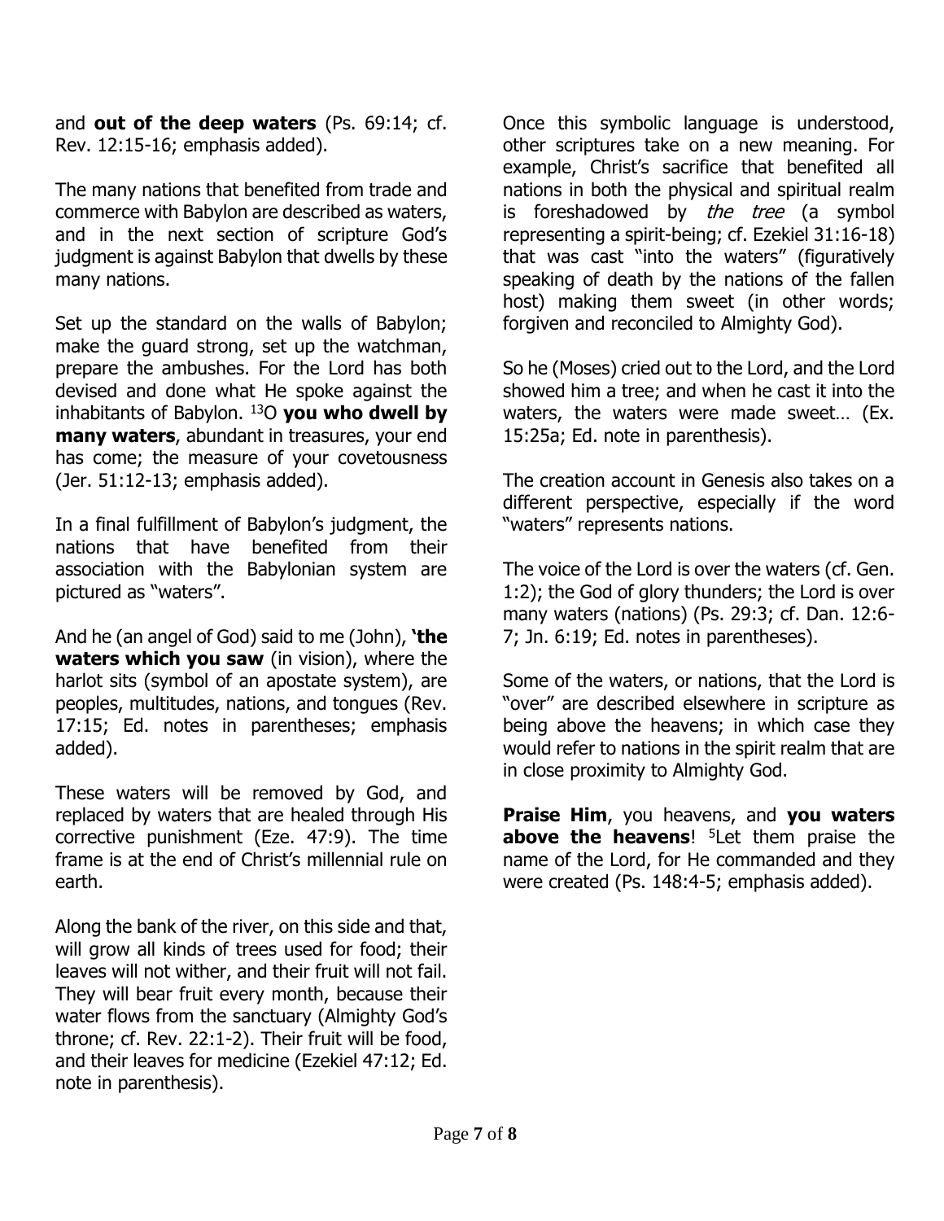and **out of the deep waters** (Ps. 69:14; cf. Rev. 12:15-16; emphasis added).

The many nations that benefited from trade and commerce with Babylon are described as waters, and in the next section of scripture God's judgment is against Babylon that dwells by these many nations.

Set up the standard on the walls of Babylon; make the guard strong, set up the watchman, prepare the ambushes. For the Lord has both devised and done what He spoke against the inhabitants of Babylon. [13]O **you who dwell by many waters**, abundant in treasures, your end has come; the measure of your covetousness (Jer. 51:12-13; emphasis added).

In a final fulfillment of Babylon's judgment, the nations that have benefited from their association with the Babylonian system are pictured as "waters".

And he (an angel of God) said to me (John), **'the waters which you saw** (in vision), where the harlot sits (symbol of an apostate system), are peoples, multitudes, nations, and tongues (Rev. 17:15; Ed. notes in parentheses; emphasis added).

These waters will be removed by God, and replaced by waters that are healed through His corrective punishment (Eze. 47:9). The time frame is at the end of Christ's millennial rule on earth.

Along the bank of the river, on this side and that, will grow all kinds of trees used for food; their leaves will not wither, and their fruit will not fail. They will bear fruit every month, because their water flows from the sanctuary (Almighty God's throne; cf. Rev. 22:1-2). Their fruit will be food, and their leaves for medicine (Ezekiel 47:12; Ed. note in parenthesis).

Once this symbolic language is understood, other scriptures take on a new meaning. For example, Christ's sacrifice that benefited all nations in both the physical and spiritual realm is foreshadowed by *the tree* (a symbol representing a spirit-being; cf. Ezekiel 31:16-18) that was cast "into the waters" (figuratively speaking of death by the nations of the fallen host) making them sweet (in other words; forgiven and reconciled to Almighty God).

So he (Moses) cried out to the Lord, and the Lord showed him a tree; and when he cast it into the waters, the waters were made sweet… (Ex. 15:25a; Ed. note in parenthesis).

The creation account in Genesis also takes on a different perspective, especially if the word "waters" represents nations.

The voice of the Lord is over the waters (cf. Gen. 1:2); the God of glory thunders; the Lord is over many waters (nations) (Ps. 29:3; cf. Dan. 12:6-7; Jn. 6:19; Ed. notes in parentheses).

Some of the waters, or nations, that the Lord is "over" are described elsewhere in scripture as being above the heavens; in which case they would refer to nations in the spirit realm that are in close proximity to Almighty God.

**Praise Him**, you heavens, and **you waters above the heavens**! [5]Let them praise the name of the Lord, for He commanded and they were created (Ps. 148:4-5; emphasis added).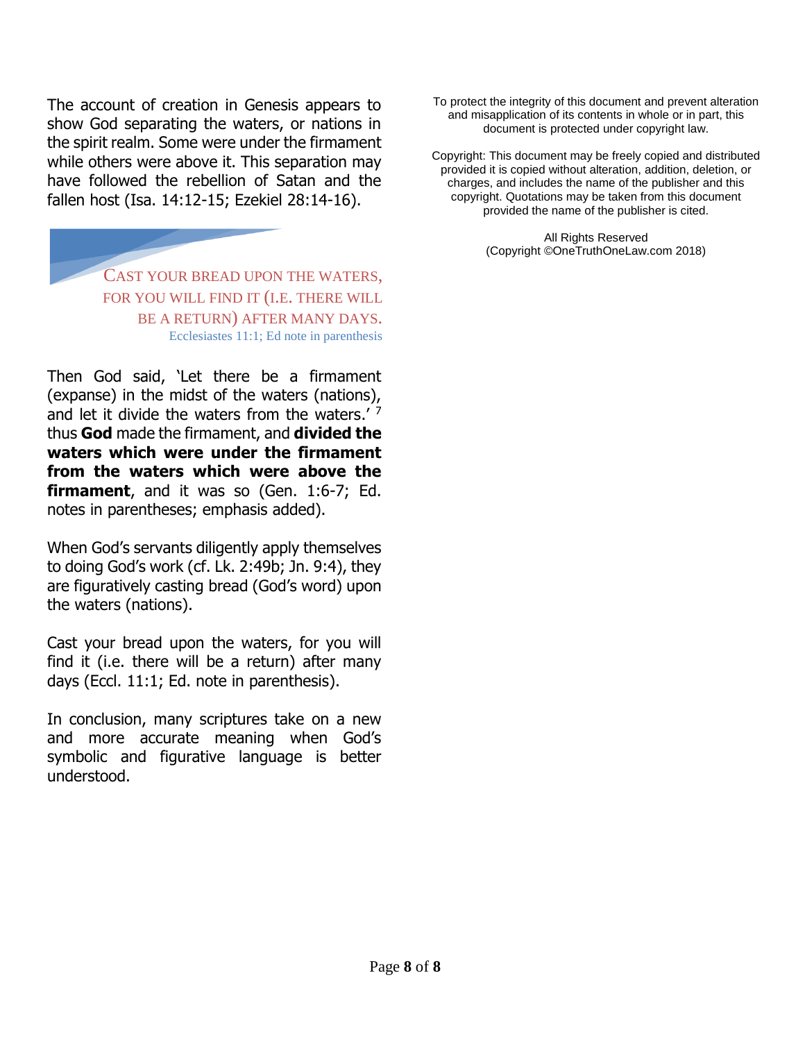The account of creation in Genesis appears to show God separating the waters, or nations in the spirit realm. Some were under the firmament while others were above it. This separation may have followed the rebellion of Satan and the fallen host (Isa. 14:12-15; Ezekiel 28:14-16).

> CAST YOUR BREAD UPON THE WATERS, FOR YOU WILL FIND IT (I.E. THERE WILL BE A RETURN) AFTER MANY DAYS.
>
> Ecclesiastes 11:1; Ed note in parenthesis

Then God said, 'Let there be a firmament (expanse) in the midst of the waters (nations), and let it divide the waters from the waters.' [7] thus **God** made the firmament, and **divided the waters which were under the firmament from the waters which were above the firmament**, and it was so (Gen. 1:6-7; Ed. notes in parentheses; emphasis added).

When God's servants diligently apply themselves to doing God's work (cf. Lk. 2:49b; Jn. 9:4), they are figuratively casting bread (God's word) upon the waters (nations).

Cast your bread upon the waters, for you will find it (i.e. there will be a return) after many days (Eccl. 11:1; Ed. note in parenthesis).

In conclusion, many scriptures take on a new and more accurate meaning when God's symbolic and figurative language is better understood.

To protect the integrity of this document and prevent alteration and misapplication of its contents in whole or in part, this document is protected under copyright law.

Copyright: This document may be freely copied and distributed provided it is copied without alteration, addition, deletion, or charges, and includes the name of the publisher and this copyright. Quotations may be taken from this document provided the name of the publisher is cited.

All Rights Reserved
(Copyright ©OneTruthOneLaw.com 2018)